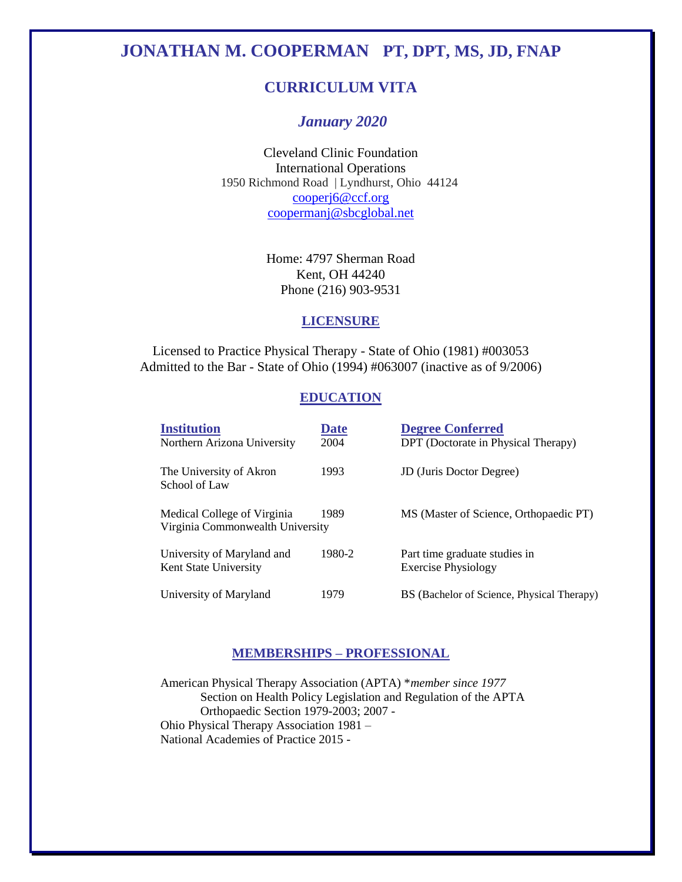# JONATHAN M. COOPERMAN PT, DPT, MS, JD, FNAP

## CURRICULUM VITA

### *January 2020*

Cleveland Clinic Foundation
International Operations
1950 Richmond Road | Lyndhurst, Ohio 44124
cooperj6@ccf.org
coopermanj@sbcglobal.net

Home: 4797 Sherman Road
Kent, OH 44240
Phone (216) 903-9531

## LICENSURE

Licensed to Practice Physical Therapy - State of Ohio (1981) #003053
Admitted to the Bar - State of Ohio (1994) #063007 (inactive as of 9/2006)

## EDUCATION

| Institution | Date | Degree Conferred |
|---|---|---|
| Northern Arizona University | 2004 | DPT (Doctorate in Physical Therapy) |
| The University of Akron School of Law | 1993 | JD (Juris Doctor Degree) |
| Medical College of Virginia Virginia Commonwealth University | 1989 | MS (Master of Science, Orthopaedic PT) |
| University of Maryland and Kent State University | 1980-2 | Part time graduate studies in Exercise Physiology |
| University of Maryland | 1979 | BS (Bachelor of Science, Physical Therapy) |

## MEMBERSHIPS – PROFESSIONAL

American Physical Therapy Association (APTA) **member since 1977*
- Section on Health Policy Legislation and Regulation of the APTA
- Orthopaedic Section 1979-2003; 2007 -

Ohio Physical Therapy Association 1981 –
National Academies of Practice 2015 -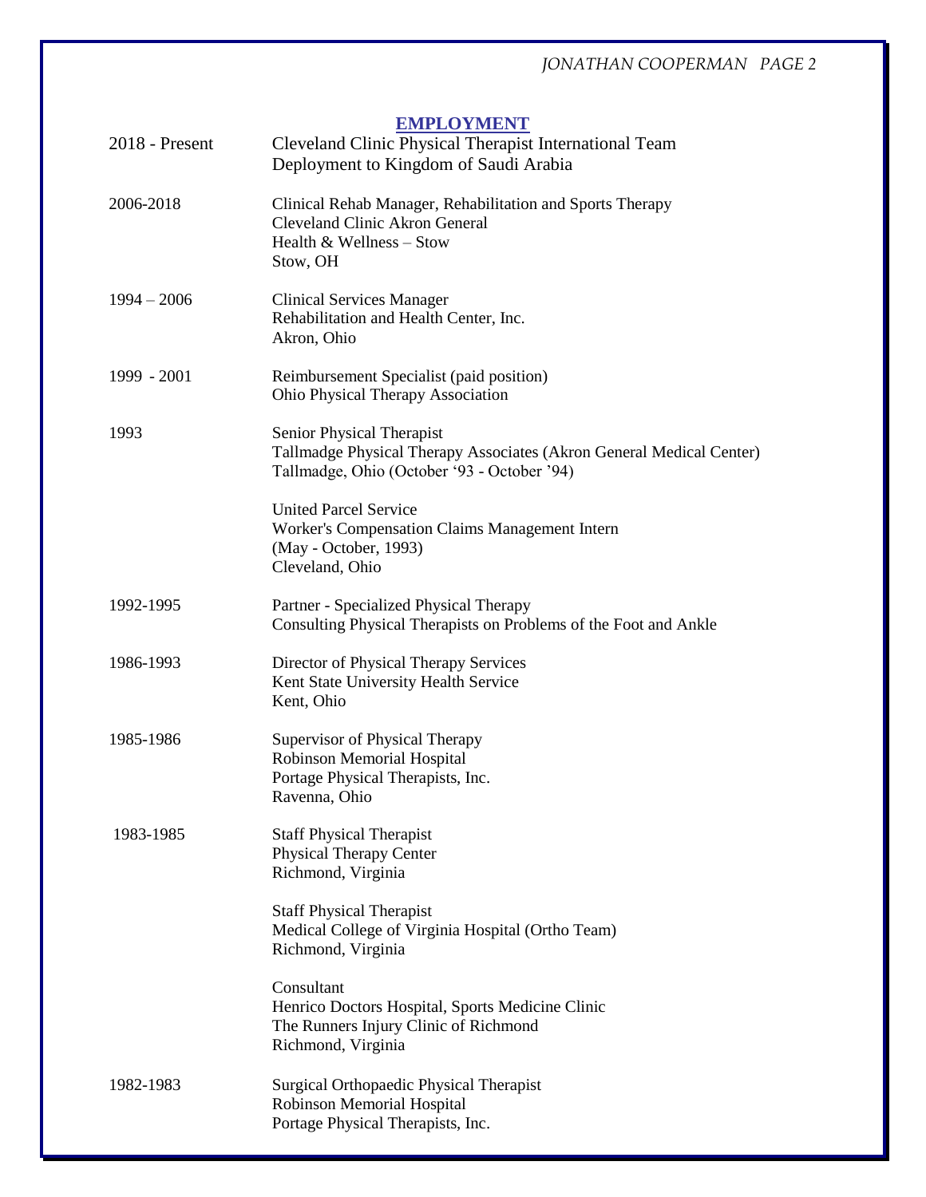## EMPLOYMENT

**2018 - Present**
Cleveland Clinic Physical Therapist International Team
Deployment to Kingdom of Saudi Arabia

**2006-2018**
Clinical Rehab Manager, Rehabilitation and Sports Therapy
Cleveland Clinic Akron General
Health & Wellness – Stow
Stow, OH

**1994 – 2006**
Clinical Services Manager
Rehabilitation and Health Center, Inc.
Akron, Ohio

**1999 - 2001**
Reimbursement Specialist (paid position)
Ohio Physical Therapy Association

**1993**
Senior Physical Therapist
Tallmadge Physical Therapy Associates (Akron General Medical Center)
Tallmadge, Ohio (October '93 - October '94)

United Parcel Service
Worker's Compensation Claims Management Intern
(May - October, 1993)
Cleveland, Ohio

**1992-1995**
Partner - Specialized Physical Therapy
Consulting Physical Therapists on Problems of the Foot and Ankle

**1986-1993**
Director of Physical Therapy Services
Kent State University Health Service
Kent, Ohio

**1985-1986**
Supervisor of Physical Therapy
Robinson Memorial Hospital
Portage Physical Therapists, Inc.
Ravenna, Ohio

**1983-1985**
Staff Physical Therapist
Physical Therapy Center
Richmond, Virginia

Staff Physical Therapist
Medical College of Virginia Hospital (Ortho Team)
Richmond, Virginia

Consultant
Henrico Doctors Hospital, Sports Medicine Clinic
The Runners Injury Clinic of Richmond
Richmond, Virginia

**1982-1983**
Surgical Orthopaedic Physical Therapist
Robinson Memorial Hospital
Portage Physical Therapists, Inc.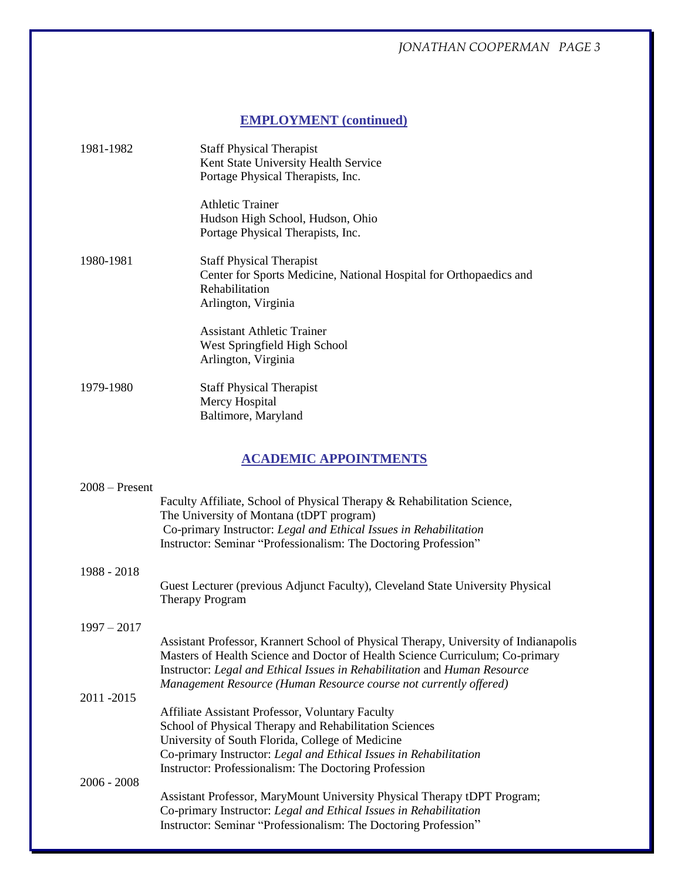## EMPLOYMENT (continued)

1981-1982

Staff Physical Therapist
Kent State University Health Service
Portage Physical Therapists, Inc.

Athletic Trainer
Hudson High School, Hudson, Ohio
Portage Physical Therapists, Inc.

1980-1981

Staff Physical Therapist
Center for Sports Medicine, National Hospital for Orthopaedics and Rehabilitation
Arlington, Virginia

Assistant Athletic Trainer
West Springfield High School
Arlington, Virginia

1979-1980

Staff Physical Therapist
Mercy Hospital
Baltimore, Maryland

## ACADEMIC APPOINTMENTS

2008 – Present

Faculty Affiliate, School of Physical Therapy & Rehabilitation Science,
The University of Montana (tDPT program)
Co-primary Instructor: *Legal and Ethical Issues in Rehabilitation*
Instructor: Seminar "Professionalism: The Doctoring Profession"

1988 - 2018

Guest Lecturer (previous Adjunct Faculty), Cleveland State University Physical Therapy Program

1997 – 2017

Assistant Professor, Krannert School of Physical Therapy, University of Indianapolis Masters of Health Science and Doctor of Health Science Curriculum; Co-primary Instructor: *Legal and Ethical Issues in Rehabilitation* and *Human Resource Management Resource (Human Resource course not currently offered)*

2011 -2015

Affiliate Assistant Professor, Voluntary Faculty
School of Physical Therapy and Rehabilitation Sciences
University of South Florida, College of Medicine
Co-primary Instructor: *Legal and Ethical Issues in Rehabilitation*
Instructor: Professionalism: The Doctoring Profession

2006 - 2008

Assistant Professor, MaryMount University Physical Therapy tDPT Program;
Co-primary Instructor: *Legal and Ethical Issues in Rehabilitation*
Instructor: Seminar "Professionalism: The Doctoring Profession"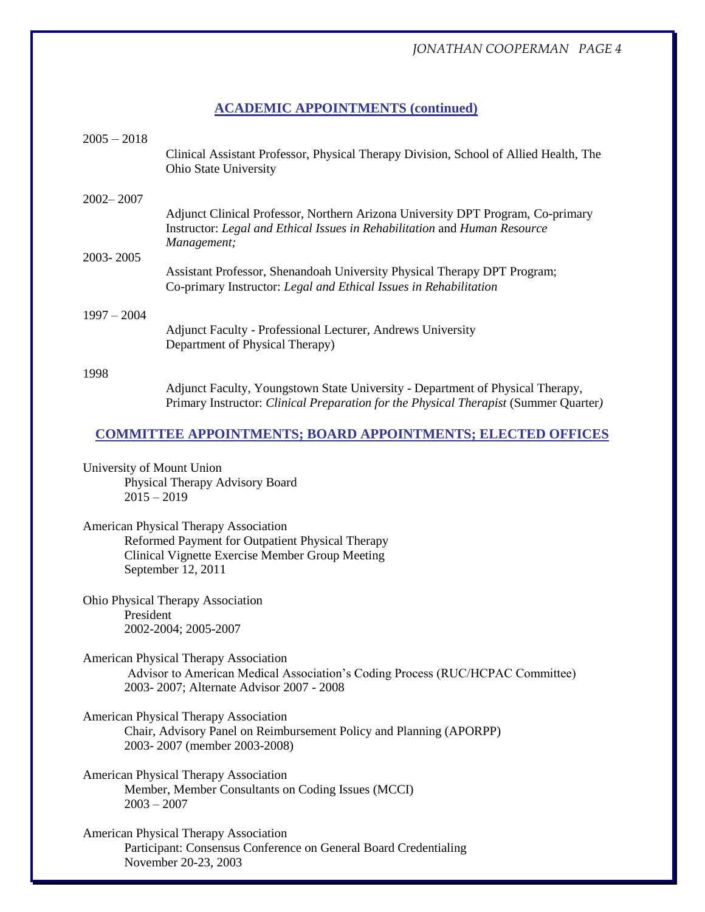## ACADEMIC APPOINTMENTS (continued)

2005 – 2018
Clinical Assistant Professor, Physical Therapy Division, School of Allied Health, The Ohio State University

2002– 2007
Adjunct Clinical Professor, Northern Arizona University DPT Program, Co-primary Instructor: *Legal and Ethical Issues in Rehabilitation* and *Human Resource Management;*

2003- 2005
Assistant Professor, Shenandoah University Physical Therapy DPT Program; Co-primary Instructor: *Legal and Ethical Issues in Rehabilitation*

1997 – 2004
Adjunct Faculty - Professional Lecturer, Andrews University Department of Physical Therapy)

1998
Adjunct Faculty, Youngstown State University - Department of Physical Therapy, Primary Instructor: *Clinical Preparation for the Physical Therapist* (Summer Quarter*)*

## COMMITTEE APPOINTMENTS; BOARD APPOINTMENTS; ELECTED OFFICES

University of Mount Union
Physical Therapy Advisory Board
2015 – 2019

American Physical Therapy Association
Reformed Payment for Outpatient Physical Therapy
Clinical Vignette Exercise Member Group Meeting
September 12, 2011

Ohio Physical Therapy Association
President
2002-2004; 2005-2007

American Physical Therapy Association
Advisor to American Medical Association's Coding Process (RUC/HCPAC Committee)
2003- 2007; Alternate Advisor 2007 - 2008

American Physical Therapy Association
Chair, Advisory Panel on Reimbursement Policy and Planning (APORPP)
2003- 2007 (member 2003-2008)

American Physical Therapy Association
Member, Member Consultants on Coding Issues (MCCI)
2003 – 2007

American Physical Therapy Association
Participant: Consensus Conference on General Board Credentialing
November 20-23, 2003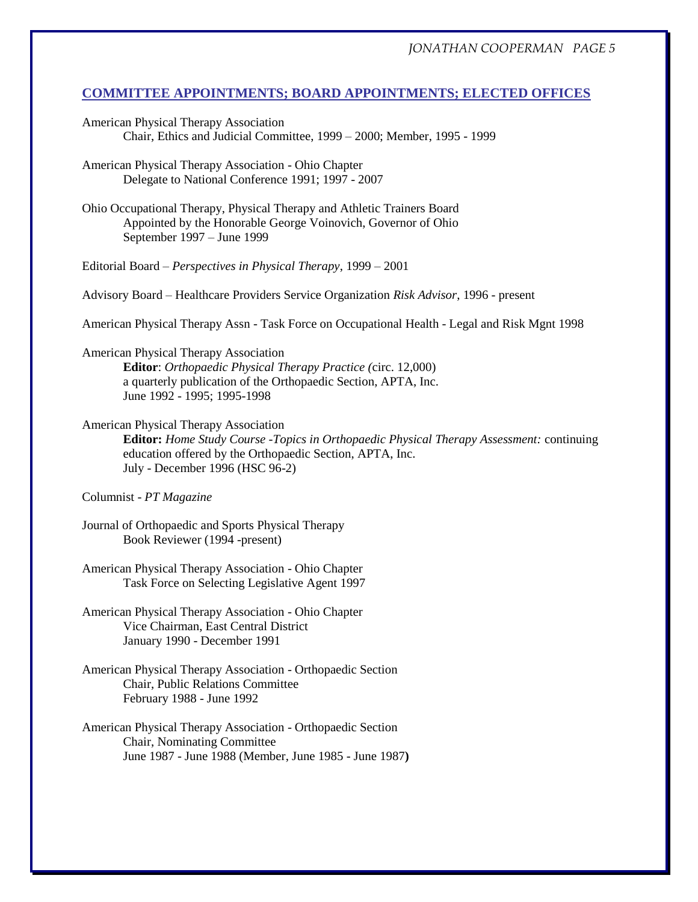## COMMITTEE APPOINTMENTS; BOARD APPOINTMENTS; ELECTED OFFICES

American Physical Therapy Association
    Chair, Ethics and Judicial Committee, 1999 – 2000; Member, 1995 - 1999

American Physical Therapy Association - Ohio Chapter
    Delegate to National Conference 1991; 1997 - 2007

Ohio Occupational Therapy, Physical Therapy and Athletic Trainers Board
    Appointed by the Honorable George Voinovich, Governor of Ohio
    September 1997 – June 1999

Editorial Board – *Perspectives in Physical Therapy*, 1999 – 2001

Advisory Board – Healthcare Providers Service Organization *Risk Advisor*, 1996 - present

American Physical Therapy Assn - Task Force on Occupational Health - Legal and Risk Mgnt 1998

American Physical Therapy Association
    **Editor**: *Orthopaedic Physical Therapy Practice (*circ. 12,000)
    a quarterly publication of the Orthopaedic Section, APTA, Inc.
    June 1992 - 1995; 1995-1998

American Physical Therapy Association
    **Editor:** *Home Study Course -Topics in Orthopaedic Physical Therapy Assessment:* continuing education offered by the Orthopaedic Section, APTA, Inc.
    July - December 1996 (HSC 96-2)

Columnist - *PT Magazine*

Journal of Orthopaedic and Sports Physical Therapy
    Book Reviewer (1994 -present)

American Physical Therapy Association - Ohio Chapter
    Task Force on Selecting Legislative Agent 1997

American Physical Therapy Association - Ohio Chapter
    Vice Chairman, East Central District
    January 1990 - December 1991

American Physical Therapy Association - Orthopaedic Section
    Chair, Public Relations Committee
    February 1988 - June 1992

American Physical Therapy Association - Orthopaedic Section
    Chair, Nominating Committee
    June 1987 - June 1988 (Member, June 1985 - June 1987**)**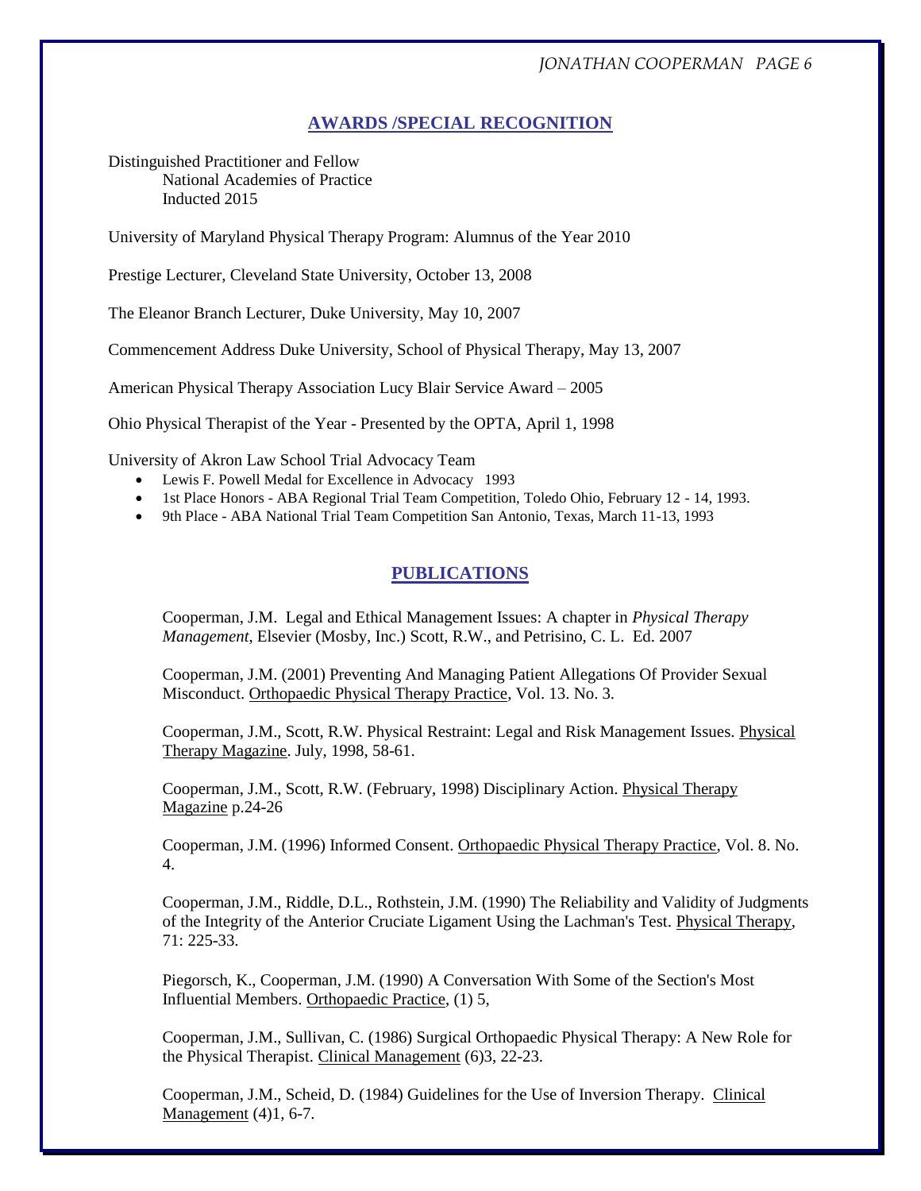## AWARDS /SPECIAL RECOGNITION

Distinguished Practitioner and Fellow
National Academies of Practice
Inducted 2015

University of Maryland Physical Therapy Program: Alumnus of the Year 2010

Prestige Lecturer, Cleveland State University, October 13, 2008

The Eleanor Branch Lecturer, Duke University, May 10, 2007

Commencement Address Duke University, School of Physical Therapy, May 13, 2007

American Physical Therapy Association Lucy Blair Service Award – 2005

Ohio Physical Therapist of the Year - Presented by the OPTA, April 1, 1998

University of Akron Law School Trial Advocacy Team

- Lewis F. Powell Medal for Excellence in Advocacy 1993
- 1st Place Honors - ABA Regional Trial Team Competition, Toledo Ohio, February 12 - 14, 1993.
- 9th Place - ABA National Trial Team Competition San Antonio, Texas, March 11-13, 1993

## PUBLICATIONS

Cooperman, J.M. Legal and Ethical Management Issues: A chapter in *Physical Therapy Management*, Elsevier (Mosby, Inc.) Scott, R.W., and Petrisino, C. L. Ed. 2007

Cooperman, J.M. (2001) Preventing And Managing Patient Allegations Of Provider Sexual Misconduct. Orthopaedic Physical Therapy Practice, Vol. 13. No. 3.

Cooperman, J.M., Scott, R.W. Physical Restraint: Legal and Risk Management Issues. Physical Therapy Magazine. July, 1998, 58-61.

Cooperman, J.M., Scott, R.W. (February, 1998) Disciplinary Action. Physical Therapy Magazine p.24-26

Cooperman, J.M. (1996) Informed Consent. Orthopaedic Physical Therapy Practice, Vol. 8. No. 4.

Cooperman, J.M., Riddle, D.L., Rothstein, J.M. (1990) The Reliability and Validity of Judgments of the Integrity of the Anterior Cruciate Ligament Using the Lachman's Test. Physical Therapy, 71: 225-33.

Piegorsch, K., Cooperman, J.M. (1990) A Conversation With Some of the Section's Most Influential Members. Orthopaedic Practice, (1) 5,

Cooperman, J.M., Sullivan, C. (1986) Surgical Orthopaedic Physical Therapy: A New Role for the Physical Therapist. Clinical Management (6)3, 22-23.

Cooperman, J.M., Scheid, D. (1984) Guidelines for the Use of Inversion Therapy. Clinical Management (4)1, 6-7.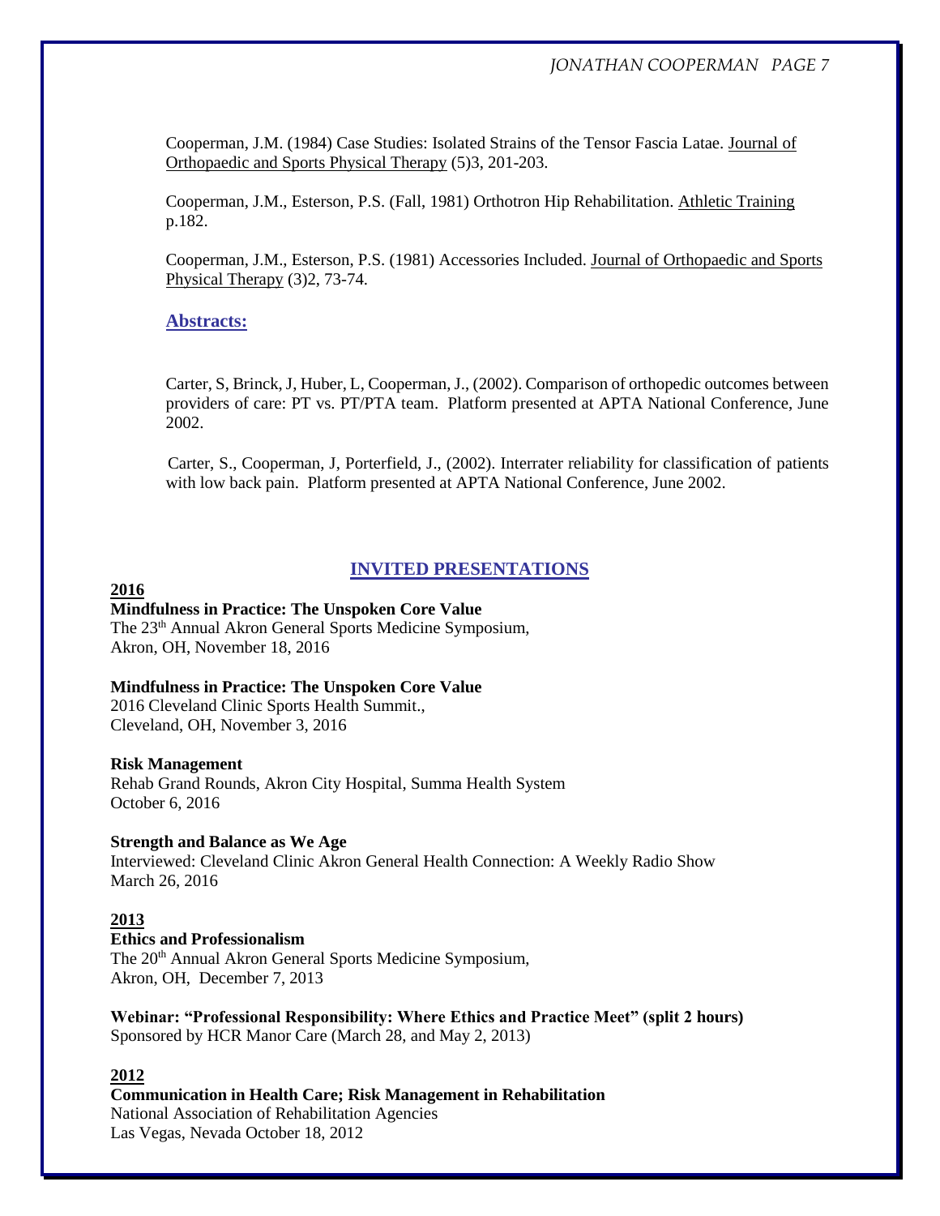Cooperman, J.M. (1984) Case Studies: Isolated Strains of the Tensor Fascia Latae. Journal of Orthopaedic and Sports Physical Therapy (5)3, 201-203.

Cooperman, J.M., Esterson, P.S. (Fall, 1981) Orthotron Hip Rehabilitation. Athletic Training p.182.

Cooperman, J.M., Esterson, P.S. (1981) Accessories Included. Journal of Orthopaedic and Sports Physical Therapy (3)2, 73-74.

### Abstracts:

Carter, S, Brinck, J, Huber, L, Cooperman, J., (2002). Comparison of orthopedic outcomes between providers of care: PT vs. PT/PTA team. Platform presented at APTA National Conference, June 2002.

Carter, S., Cooperman, J, Porterfield, J., (2002). Interrater reliability for classification of patients with low back pain. Platform presented at APTA National Conference, June 2002.

## INVITED PRESENTATIONS

### 2016

**Mindfulness in Practice: The Unspoken Core Value**
The 23th Annual Akron General Sports Medicine Symposium,
Akron, OH, November 18, 2016

**Mindfulness in Practice: The Unspoken Core Value**
2016 Cleveland Clinic Sports Health Summit.,
Cleveland, OH, November 3, 2016

**Risk Management**
Rehab Grand Rounds, Akron City Hospital, Summa Health System
October 6, 2016

**Strength and Balance as We Age**
Interviewed: Cleveland Clinic Akron General Health Connection: A Weekly Radio Show
March 26, 2016

### 2013

**Ethics and Professionalism**
The 20th Annual Akron General Sports Medicine Symposium,
Akron, OH, December 7, 2013

**Webinar: "Professional Responsibility: Where Ethics and Practice Meet" (split 2 hours)**
Sponsored by HCR Manor Care (March 28, and May 2, 2013)

### 2012

**Communication in Health Care; Risk Management in Rehabilitation**
National Association of Rehabilitation Agencies
Las Vegas, Nevada October 18, 2012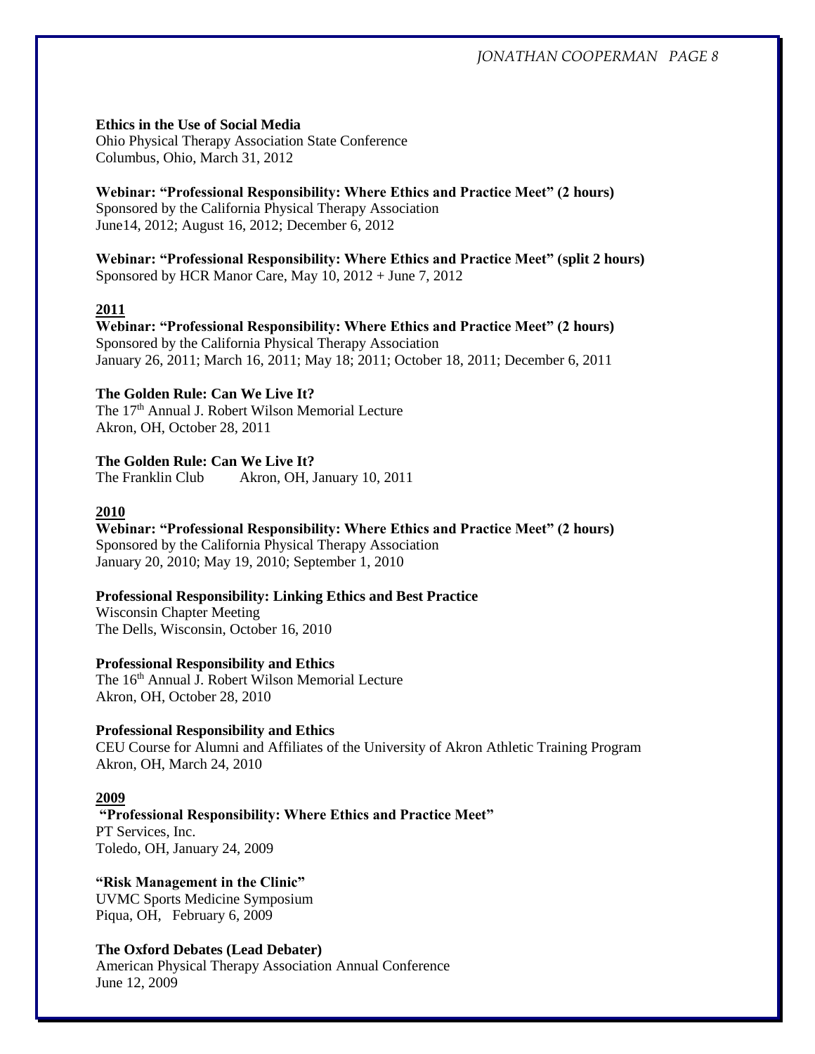**Ethics in the Use of Social Media**
Ohio Physical Therapy Association State Conference
Columbus, Ohio, March 31, 2012

**Webinar: "Professional Responsibility: Where Ethics and Practice Meet" (2 hours)**
Sponsored by the California Physical Therapy Association
June14, 2012; August 16, 2012; December 6, 2012

**Webinar: "Professional Responsibility: Where Ethics and Practice Meet" (split 2 hours)**
Sponsored by HCR Manor Care, May 10, 2012 + June 7, 2012

**2011**

**Webinar: "Professional Responsibility: Where Ethics and Practice Meet" (2 hours)**
Sponsored by the California Physical Therapy Association
January 26, 2011; March 16, 2011; May 18; 2011; October 18, 2011; December 6, 2011

**The Golden Rule: Can We Live It?**
The 17th Annual J. Robert Wilson Memorial Lecture
Akron, OH, October 28, 2011

**The Golden Rule: Can We Live It?**
The Franklin Club Akron, OH, January 10, 2011

**2010**

**Webinar: "Professional Responsibility: Where Ethics and Practice Meet" (2 hours)**
Sponsored by the California Physical Therapy Association
January 20, 2010; May 19, 2010; September 1, 2010

**Professional Responsibility: Linking Ethics and Best Practice**
Wisconsin Chapter Meeting
The Dells, Wisconsin, October 16, 2010

**Professional Responsibility and Ethics**
The 16th Annual J. Robert Wilson Memorial Lecture
Akron, OH, October 28, 2010

**Professional Responsibility and Ethics**
CEU Course for Alumni and Affiliates of the University of Akron Athletic Training Program
Akron, OH, March 24, 2010

**2009**

**"Professional Responsibility: Where Ethics and Practice Meet"**
PT Services, Inc.
Toledo, OH, January 24, 2009

**"Risk Management in the Clinic"**
UVMC Sports Medicine Symposium
Piqua, OH, February 6, 2009

**The Oxford Debates (Lead Debater)**
American Physical Therapy Association Annual Conference
June 12, 2009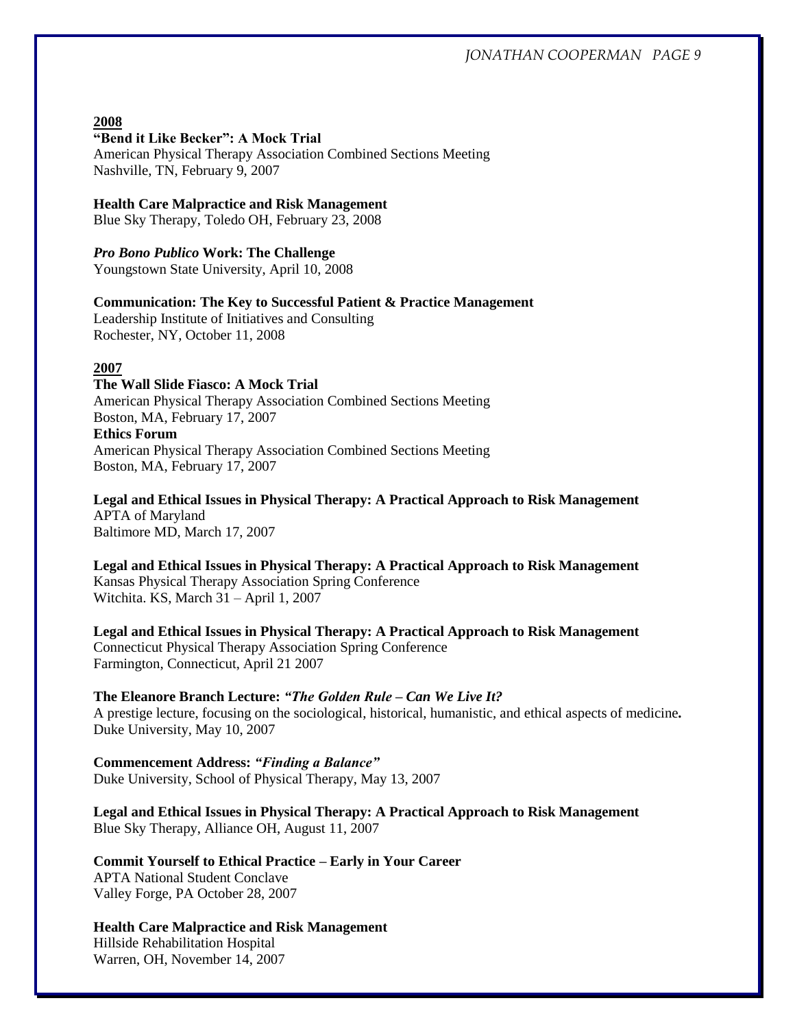**2008**

**"Bend it Like Becker": A Mock Trial**
American Physical Therapy Association Combined Sections Meeting
Nashville, TN, February 9, 2007

**Health Care Malpractice and Risk Management**
Blue Sky Therapy, Toledo OH, February 23, 2008

***Pro Bono Publico* Work: The Challenge**
Youngstown State University, April 10, 2008

**Communication: The Key to Successful Patient & Practice Management**
Leadership Institute of Initiatives and Consulting
Rochester, NY, October 11, 2008

**2007**

**The Wall Slide Fiasco: A Mock Trial**
American Physical Therapy Association Combined Sections Meeting
Boston, MA, February 17, 2007

**Ethics Forum**
American Physical Therapy Association Combined Sections Meeting
Boston, MA, February 17, 2007

**Legal and Ethical Issues in Physical Therapy: A Practical Approach to Risk Management**
APTA of Maryland
Baltimore MD, March 17, 2007

**Legal and Ethical Issues in Physical Therapy: A Practical Approach to Risk Management**
Kansas Physical Therapy Association Spring Conference
Witchita. KS, March 31 – April 1, 2007

**Legal and Ethical Issues in Physical Therapy: A Practical Approach to Risk Management**
Connecticut Physical Therapy Association Spring Conference
Farmington, Connecticut, April 21 2007

**The Eleanore Branch Lecture: *"The Golden Rule – Can We Live It?***
A prestige lecture, focusing on the sociological, historical, humanistic, and ethical aspects of medicine**.**
Duke University, May 10, 2007

**Commencement Address: *"Finding a Balance"***
Duke University, School of Physical Therapy, May 13, 2007

**Legal and Ethical Issues in Physical Therapy: A Practical Approach to Risk Management**
Blue Sky Therapy, Alliance OH, August 11, 2007

**Commit Yourself to Ethical Practice – Early in Your Career**
APTA National Student Conclave
Valley Forge, PA October 28, 2007

**Health Care Malpractice and Risk Management**
Hillside Rehabilitation Hospital
Warren, OH, November 14, 2007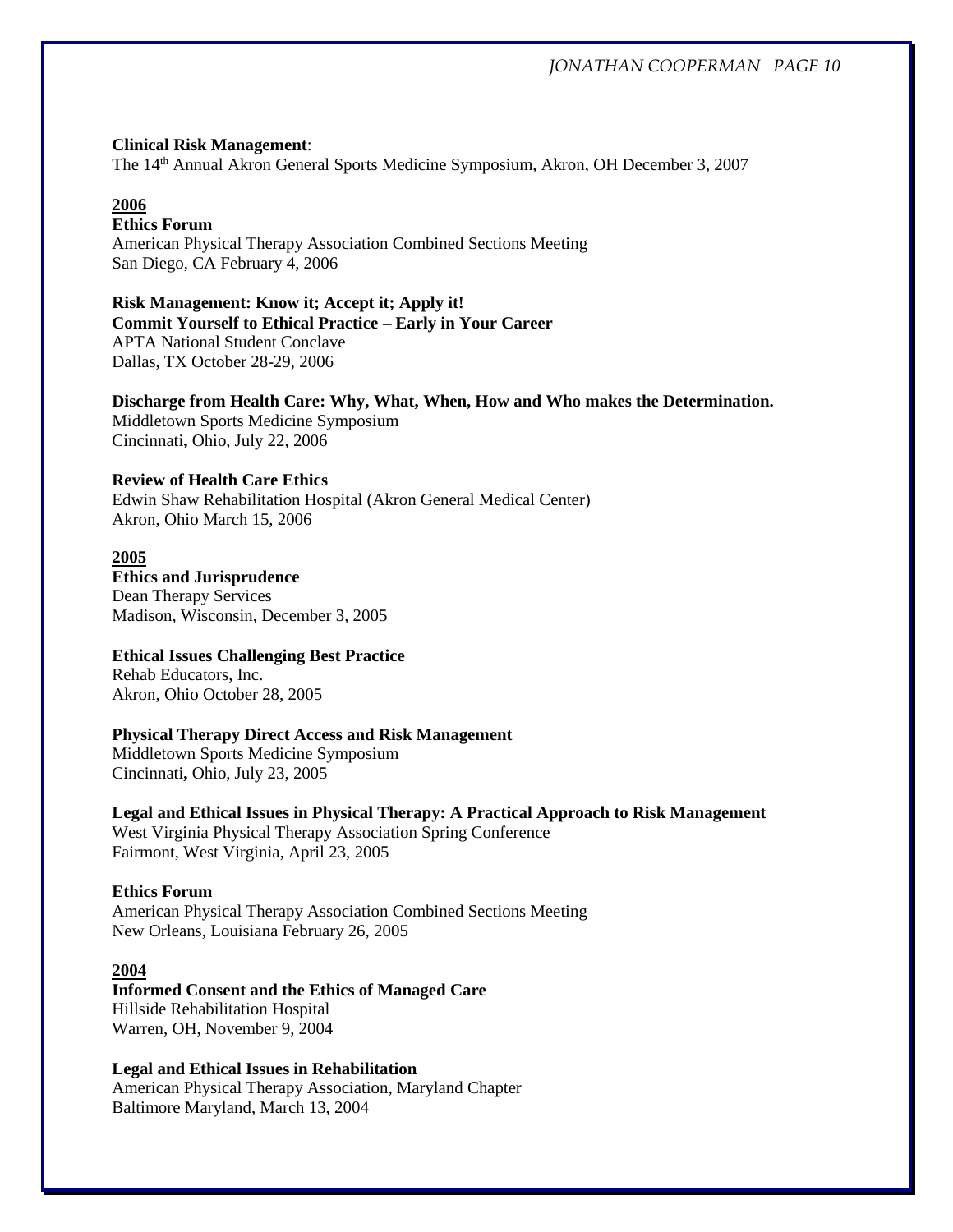**Clinical Risk Management**:
The 14th Annual Akron General Sports Medicine Symposium, Akron, OH December 3, 2007

**2006**

**Ethics Forum**
American Physical Therapy Association Combined Sections Meeting
San Diego, CA February 4, 2006

**Risk Management: Know it; Accept it; Apply it!**
**Commit Yourself to Ethical Practice – Early in Your Career**
APTA National Student Conclave
Dallas, TX October 28-29, 2006

**Discharge from Health Care: Why, What, When, How and Who makes the Determination.**
Middletown Sports Medicine Symposium
Cincinnati**,** Ohio, July 22, 2006

**Review of Health Care Ethics**
Edwin Shaw Rehabilitation Hospital (Akron General Medical Center)
Akron, Ohio March 15, 2006

**2005**

**Ethics and Jurisprudence**
Dean Therapy Services
Madison, Wisconsin, December 3, 2005

**Ethical Issues Challenging Best Practice**
Rehab Educators, Inc.
Akron, Ohio October 28, 2005

**Physical Therapy Direct Access and Risk Management**
Middletown Sports Medicine Symposium
Cincinnati**,** Ohio, July 23, 2005

**Legal and Ethical Issues in Physical Therapy: A Practical Approach to Risk Management**
West Virginia Physical Therapy Association Spring Conference
Fairmont, West Virginia, April 23, 2005

**Ethics Forum**
American Physical Therapy Association Combined Sections Meeting
New Orleans, Louisiana February 26, 2005

**2004**

**Informed Consent and the Ethics of Managed Care**
Hillside Rehabilitation Hospital
Warren, OH, November 9, 2004

**Legal and Ethical Issues in Rehabilitation**
American Physical Therapy Association, Maryland Chapter
Baltimore Maryland, March 13, 2004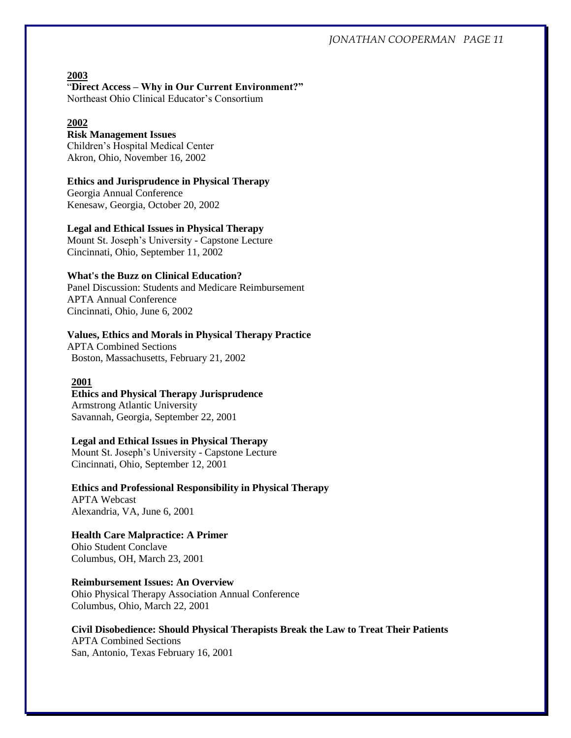**<u>2003</u>**

"**Direct Access – Why in Our Current Environment?"**
Northeast Ohio Clinical Educator's Consortium

**<u>2002</u>**

**Risk Management Issues**
Children's Hospital Medical Center
Akron, Ohio, November 16, 2002

**Ethics and Jurisprudence in Physical Therapy**
Georgia Annual Conference
Kenesaw, Georgia, October 20, 2002

**Legal and Ethical Issues in Physical Therapy**
Mount St. Joseph's University - Capstone Lecture
Cincinnati, Ohio, September 11, 2002

**What's the Buzz on Clinical Education?**
Panel Discussion: Students and Medicare Reimbursement
APTA Annual Conference
Cincinnati, Ohio, June 6, 2002

**Values, Ethics and Morals in Physical Therapy Practice**
APTA Combined Sections
Boston, Massachusetts, February 21, 2002

**<u>2001</u>**

**Ethics and Physical Therapy Jurisprudence**
Armstrong Atlantic University
Savannah, Georgia, September 22, 2001

**Legal and Ethical Issues in Physical Therapy**
Mount St. Joseph's University - Capstone Lecture
Cincinnati, Ohio, September 12, 2001

**Ethics and Professional Responsibility in Physical Therapy**
APTA Webcast
Alexandria, VA, June 6, 2001

**Health Care Malpractice: A Primer**
Ohio Student Conclave
Columbus, OH, March 23, 2001

**Reimbursement Issues: An Overview**
Ohio Physical Therapy Association Annual Conference
Columbus, Ohio, March 22, 2001

**Civil Disobedience: Should Physical Therapists Break the Law to Treat Their Patients**
APTA Combined Sections
San, Antonio, Texas February 16, 2001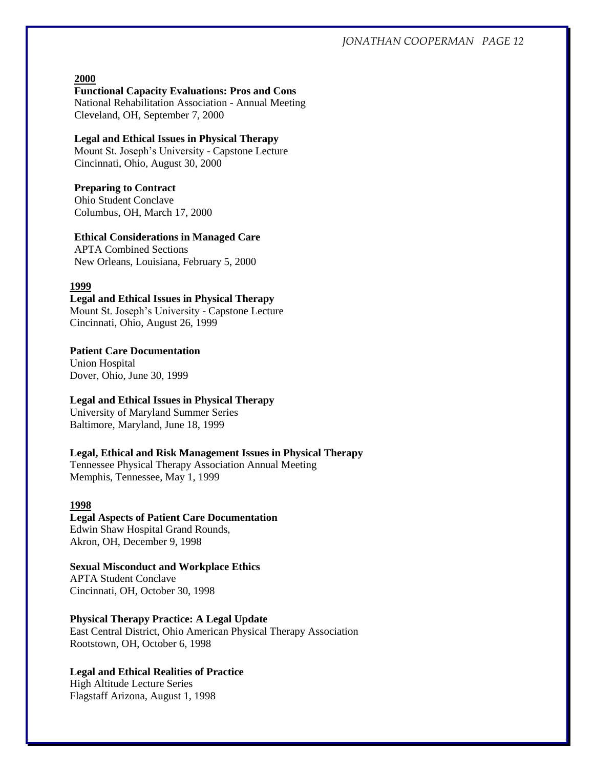**2000**

**Functional Capacity Evaluations: Pros and Cons**
National Rehabilitation Association - Annual Meeting
Cleveland, OH, September 7, 2000

**Legal and Ethical Issues in Physical Therapy**
Mount St. Joseph's University - Capstone Lecture
Cincinnati, Ohio, August 30, 2000

**Preparing to Contract**
Ohio Student Conclave
Columbus, OH, March 17, 2000

**Ethical Considerations in Managed Care**
APTA Combined Sections
New Orleans, Louisiana, February 5, 2000

**1999**

**Legal and Ethical Issues in Physical Therapy**
Mount St. Joseph's University - Capstone Lecture
Cincinnati, Ohio, August 26, 1999

**Patient Care Documentation**
Union Hospital
Dover, Ohio, June 30, 1999

**Legal and Ethical Issues in Physical Therapy**
University of Maryland Summer Series
Baltimore, Maryland, June 18, 1999

**Legal, Ethical and Risk Management Issues in Physical Therapy**
Tennessee Physical Therapy Association Annual Meeting
Memphis, Tennessee, May 1, 1999

**1998**

**Legal Aspects of Patient Care Documentation**
Edwin Shaw Hospital Grand Rounds,
Akron, OH, December 9, 1998

**Sexual Misconduct and Workplace Ethics**
APTA Student Conclave
Cincinnati, OH, October 30, 1998

**Physical Therapy Practice: A Legal Update**
East Central District, Ohio American Physical Therapy Association
Rootstown, OH, October 6, 1998

**Legal and Ethical Realities of Practice**
High Altitude Lecture Series
Flagstaff Arizona, August 1, 1998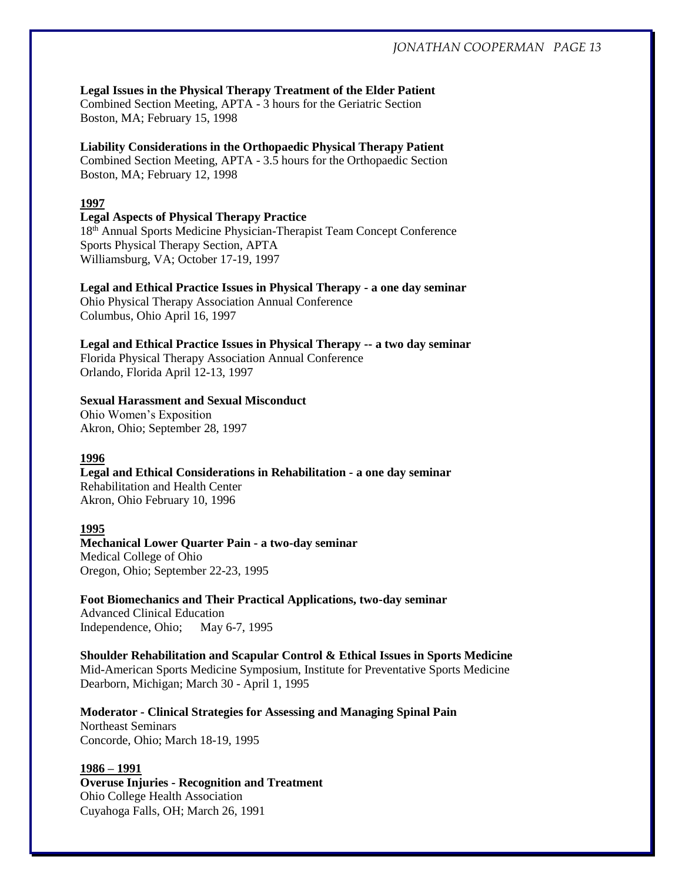**Legal Issues in the Physical Therapy Treatment of the Elder Patient**
Combined Section Meeting, APTA - 3 hours for the Geriatric Section
Boston, MA; February 15, 1998

**Liability Considerations in the Orthopaedic Physical Therapy Patient**
Combined Section Meeting, APTA - 3.5 hours for the Orthopaedic Section
Boston, MA; February 12, 1998

**1997**

**Legal Aspects of Physical Therapy Practice**
18th Annual Sports Medicine Physician-Therapist Team Concept Conference
Sports Physical Therapy Section, APTA
Williamsburg, VA; October 17-19, 1997

**Legal and Ethical Practice Issues in Physical Therapy - a one day seminar**
Ohio Physical Therapy Association Annual Conference
Columbus, Ohio April 16, 1997

**Legal and Ethical Practice Issues in Physical Therapy -- a two day seminar**
Florida Physical Therapy Association Annual Conference
Orlando, Florida April 12-13, 1997

**Sexual Harassment and Sexual Misconduct**
Ohio Women's Exposition
Akron, Ohio; September 28, 1997

**1996**

**Legal and Ethical Considerations in Rehabilitation - a one day seminar**
Rehabilitation and Health Center
Akron, Ohio February 10, 1996

**1995**

**Mechanical Lower Quarter Pain - a two-day seminar**
Medical College of Ohio
Oregon, Ohio; September 22-23, 1995

**Foot Biomechanics and Their Practical Applications, two-day seminar**
Advanced Clinical Education
Independence, Ohio; May 6-7, 1995

**Shoulder Rehabilitation and Scapular Control & Ethical Issues in Sports Medicine**
Mid-American Sports Medicine Symposium, Institute for Preventative Sports Medicine
Dearborn, Michigan; March 30 - April 1, 1995

**Moderator - Clinical Strategies for Assessing and Managing Spinal Pain**
Northeast Seminars
Concorde, Ohio; March 18-19, 1995

**1986 – 1991**

**Overuse Injuries - Recognition and Treatment**
Ohio College Health Association
Cuyahoga Falls, OH; March 26, 1991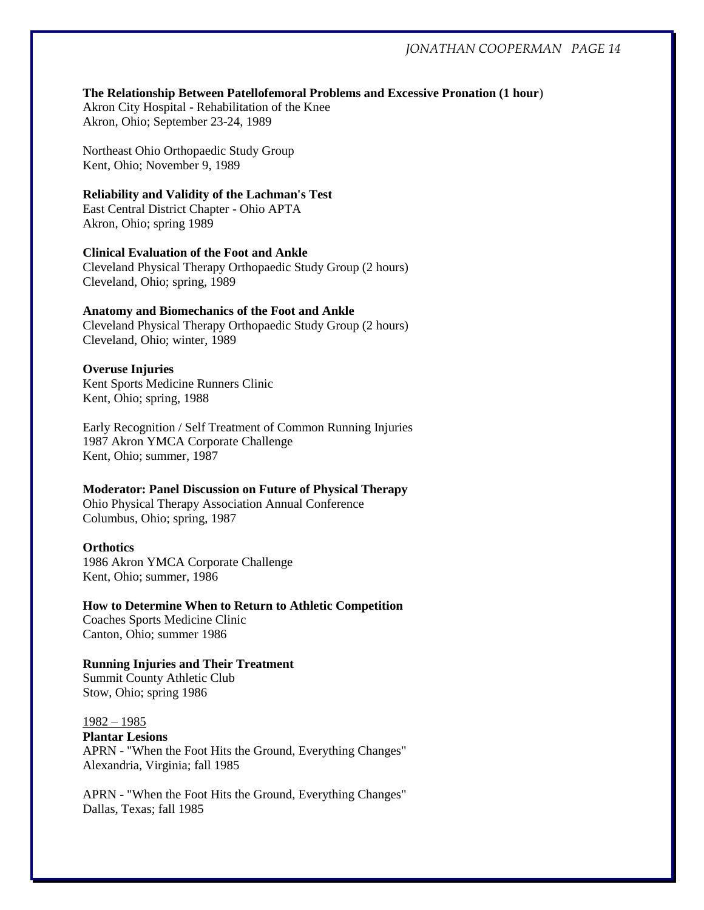**The Relationship Between Patellofemoral Problems and Excessive Pronation (1 hour)**
Akron City Hospital - Rehabilitation of the Knee
Akron, Ohio; September 23-24, 1989

Northeast Ohio Orthopaedic Study Group
Kent, Ohio; November 9, 1989

**Reliability and Validity of the Lachman's Test**
East Central District Chapter - Ohio APTA
Akron, Ohio; spring 1989

**Clinical Evaluation of the Foot and Ankle**
Cleveland Physical Therapy Orthopaedic Study Group (2 hours)
Cleveland, Ohio; spring, 1989

**Anatomy and Biomechanics of the Foot and Ankle**
Cleveland Physical Therapy Orthopaedic Study Group (2 hours)
Cleveland, Ohio; winter, 1989

**Overuse Injuries**
Kent Sports Medicine Runners Clinic
Kent, Ohio; spring, 1988

Early Recognition / Self Treatment of Common Running Injuries
1987 Akron YMCA Corporate Challenge
Kent, Ohio; summer, 1987

**Moderator: Panel Discussion on Future of Physical Therapy**
Ohio Physical Therapy Association Annual Conference
Columbus, Ohio; spring, 1987

**Orthotics**
1986 Akron YMCA Corporate Challenge
Kent, Ohio; summer, 1986

**How to Determine When to Return to Athletic Competition**
Coaches Sports Medicine Clinic
Canton, Ohio; summer 1986

**Running Injuries and Their Treatment**
Summit County Athletic Club
Stow, Ohio; spring 1986

<u>1982 – 1985</u>

**Plantar Lesions**
APRN - "When the Foot Hits the Ground, Everything Changes"
Alexandria, Virginia; fall 1985

APRN - "When the Foot Hits the Ground, Everything Changes"
Dallas, Texas; fall 1985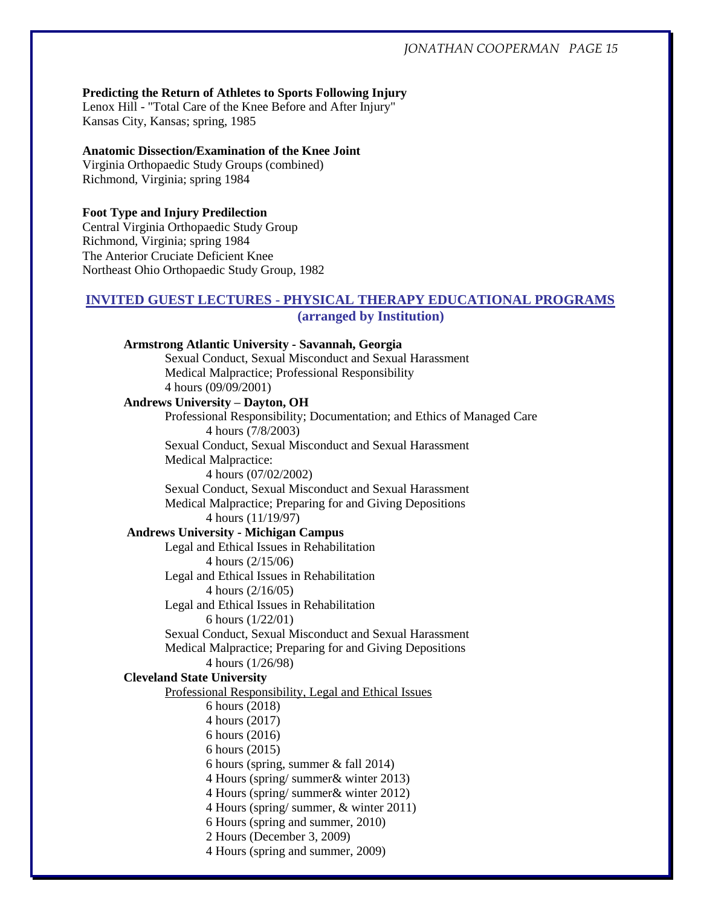**Predicting the Return of Athletes to Sports Following Injury**
Lenox Hill - "Total Care of the Knee Before and After Injury"
Kansas City, Kansas; spring, 1985

**Anatomic Dissection/Examination of the Knee Joint**
Virginia Orthopaedic Study Groups (combined)
Richmond, Virginia; spring 1984

**Foot Type and Injury Predilection**
Central Virginia Orthopaedic Study Group
Richmond, Virginia; spring 1984
The Anterior Cruciate Deficient Knee
Northeast Ohio Orthopaedic Study Group, 1982

## INVITED GUEST LECTURES - PHYSICAL THERAPY EDUCATIONAL PROGRAMS (arranged by Institution)

**Armstrong Atlantic University - Savannah, Georgia**

Sexual Conduct, Sexual Misconduct and Sexual Harassment
Medical Malpractice; Professional Responsibility
4 hours (09/09/2001)

**Andrews University – Dayton, OH**

Professional Responsibility; Documentation; and Ethics of Managed Care
4 hours (7/8/2003)

Sexual Conduct, Sexual Misconduct and Sexual Harassment
Medical Malpractice:
4 hours (07/02/2002)

Sexual Conduct, Sexual Misconduct and Sexual Harassment
Medical Malpractice; Preparing for and Giving Depositions
4 hours (11/19/97)

**Andrews University - Michigan Campus**

Legal and Ethical Issues in Rehabilitation
4 hours (2/15/06)

Legal and Ethical Issues in Rehabilitation
4 hours (2/16/05)

Legal and Ethical Issues in Rehabilitation
6 hours (1/22/01)

Sexual Conduct, Sexual Misconduct and Sexual Harassment
Medical Malpractice; Preparing for and Giving Depositions
4 hours (1/26/98)

**Cleveland State University**

Professional Responsibility, Legal and Ethical Issues

6 hours (2018)
4 hours (2017)
6 hours (2016)
6 hours (2015)
6 hours (spring, summer & fall 2014)
4 Hours (spring/ summer& winter 2013)
4 Hours (spring/ summer& winter 2012)
4 Hours (spring/ summer, & winter 2011)
6 Hours (spring and summer, 2010)
2 Hours (December 3, 2009)
4 Hours (spring and summer, 2009)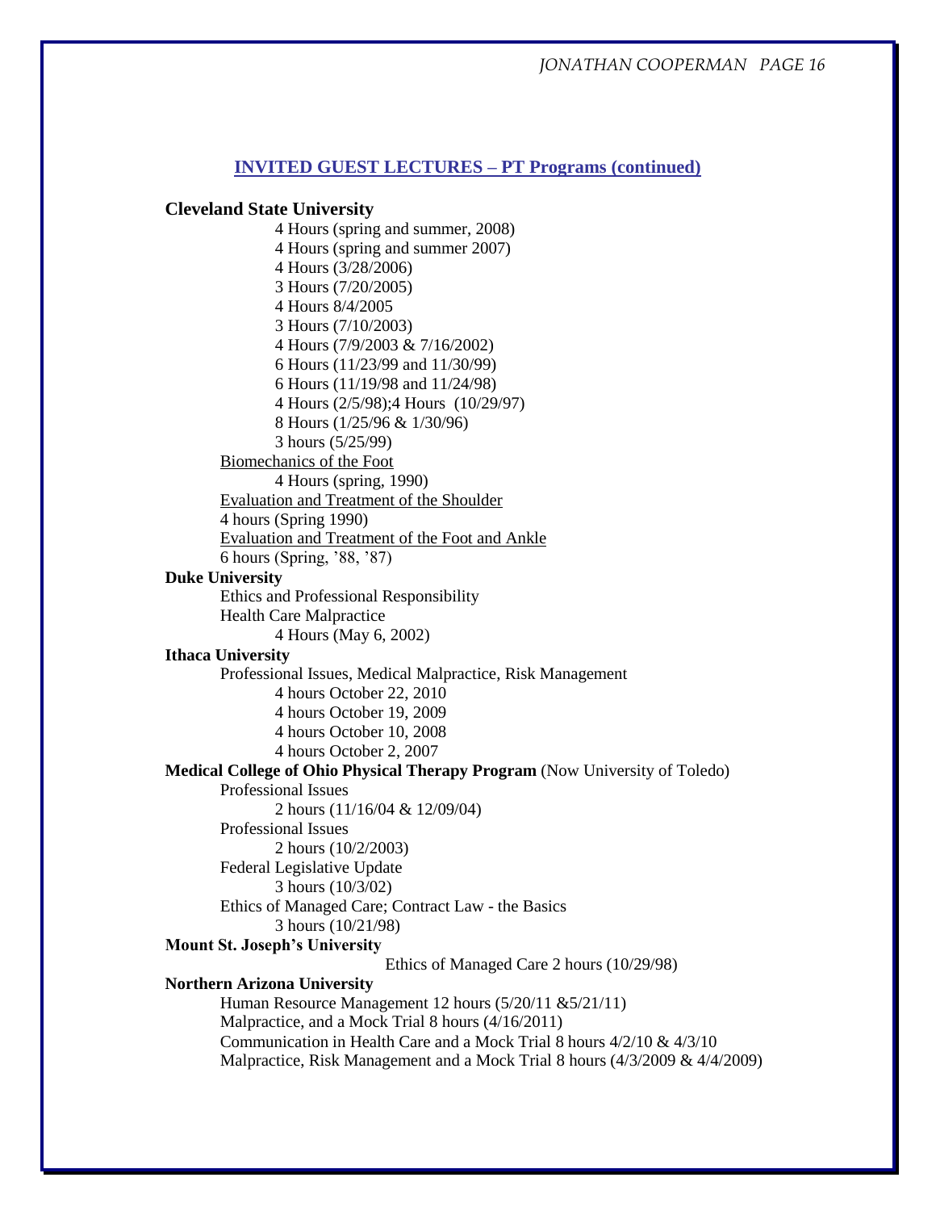## INVITED GUEST LECTURES – PT Programs (continued)

**Cleveland State University**

4 Hours (spring and summer, 2008)
4 Hours (spring and summer 2007)
4 Hours (3/28/2006)
3 Hours (7/20/2005)
4 Hours 8/4/2005
3 Hours (7/10/2003)
4 Hours (7/9/2003 & 7/16/2002)
6 Hours (11/23/99 and 11/30/99)
6 Hours (11/19/98 and 11/24/98)
4 Hours (2/5/98);4 Hours (10/29/97)
8 Hours (1/25/96 & 1/30/96)
3 hours (5/25/99)

Biomechanics of the Foot
4 Hours (spring, 1990)

Evaluation and Treatment of the Shoulder
4 hours (Spring 1990)

Evaluation and Treatment of the Foot and Ankle
6 hours (Spring, '88, '87)

**Duke University**

Ethics and Professional Responsibility
Health Care Malpractice
4 Hours (May 6, 2002)

**Ithaca University**

Professional Issues, Medical Malpractice, Risk Management
4 hours October 22, 2010
4 hours October 19, 2009
4 hours October 10, 2008
4 hours October 2, 2007

**Medical College of Ohio Physical Therapy Program** (Now University of Toledo)

Professional Issues
2 hours (11/16/04 & 12/09/04)

Professional Issues
2 hours (10/2/2003)

Federal Legislative Update
3 hours (10/3/02)

Ethics of Managed Care; Contract Law - the Basics
3 hours (10/21/98)

**Mount St. Joseph's University**

Ethics of Managed Care 2 hours (10/29/98)

**Northern Arizona University**

Human Resource Management 12 hours (5/20/11 &5/21/11)
Malpractice, and a Mock Trial 8 hours (4/16/2011)
Communication in Health Care and a Mock Trial 8 hours 4/2/10 & 4/3/10
Malpractice, Risk Management and a Mock Trial 8 hours (4/3/2009 & 4/4/2009)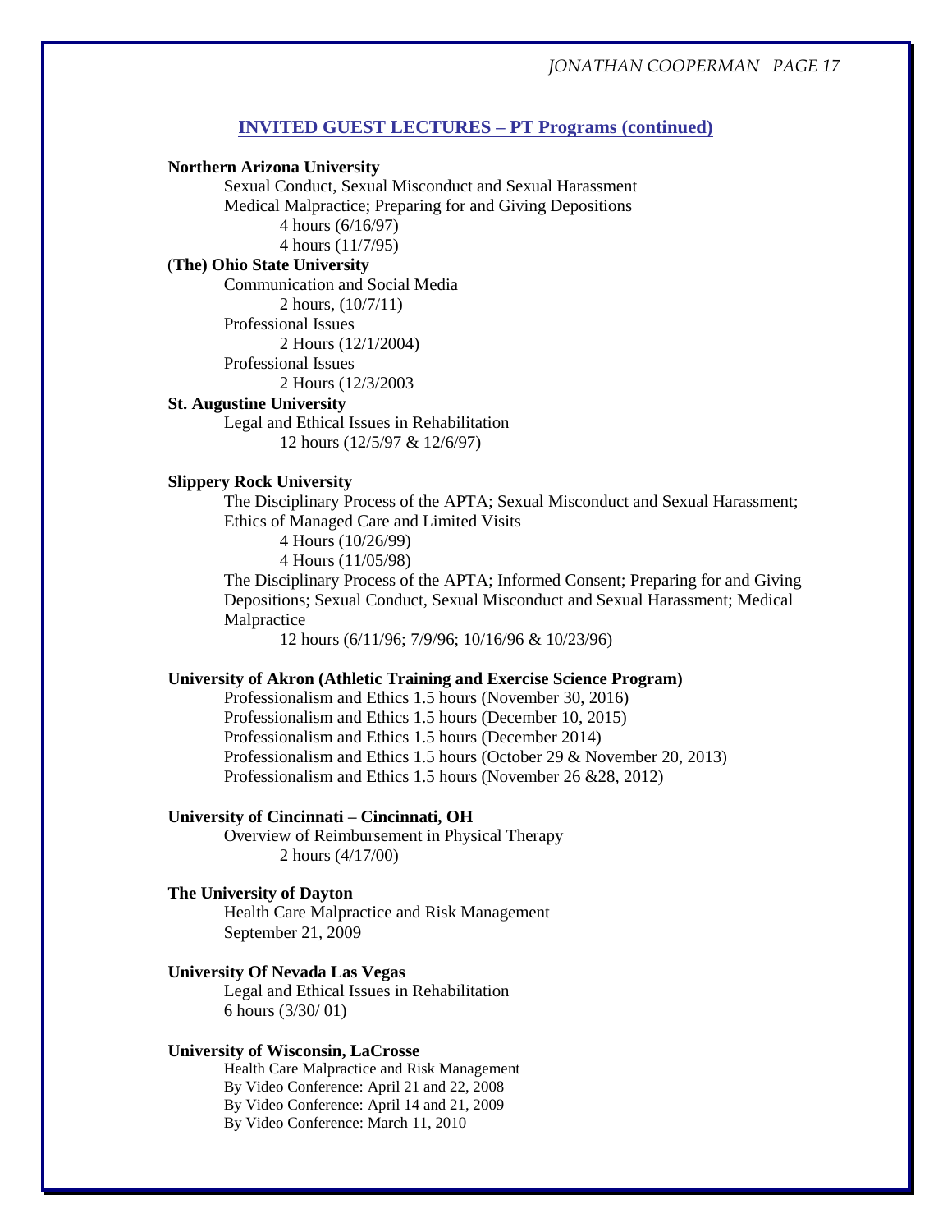## INVITED GUEST LECTURES – PT Programs (continued)

**Northern Arizona University**

Sexual Conduct, Sexual Misconduct and Sexual Harassment
Medical Malpractice; Preparing for and Giving Depositions
4 hours (6/16/97)
4 hours (11/7/95)

(**The) Ohio State University**

Communication and Social Media
2 hours, (10/7/11)
Professional Issues
2 Hours (12/1/2004)
Professional Issues
2 Hours (12/3/2003

**St. Augustine University**

Legal and Ethical Issues in Rehabilitation
12 hours (12/5/97 & 12/6/97)

**Slippery Rock University**

The Disciplinary Process of the APTA; Sexual Misconduct and Sexual Harassment; Ethics of Managed Care and Limited Visits
4 Hours (10/26/99)
4 Hours (11/05/98)
The Disciplinary Process of the APTA; Informed Consent; Preparing for and Giving Depositions; Sexual Conduct, Sexual Misconduct and Sexual Harassment; Medical Malpractice
12 hours (6/11/96; 7/9/96; 10/16/96 & 10/23/96)

**University of Akron (Athletic Training and Exercise Science Program)**

Professionalism and Ethics 1.5 hours (November 30, 2016)
Professionalism and Ethics 1.5 hours (December 10, 2015)
Professionalism and Ethics 1.5 hours (December 2014)
Professionalism and Ethics 1.5 hours (October 29 & November 20, 2013)
Professionalism and Ethics 1.5 hours (November 26 &28, 2012)

**University of Cincinnati – Cincinnati, OH**

Overview of Reimbursement in Physical Therapy
2 hours (4/17/00)

**The University of Dayton**

Health Care Malpractice and Risk Management
September 21, 2009

**University Of Nevada Las Vegas**

Legal and Ethical Issues in Rehabilitation
6 hours (3/30/ 01)

**University of Wisconsin, LaCrosse**

Health Care Malpractice and Risk Management
By Video Conference: April 21 and 22, 2008
By Video Conference: April 14 and 21, 2009
By Video Conference: March 11, 2010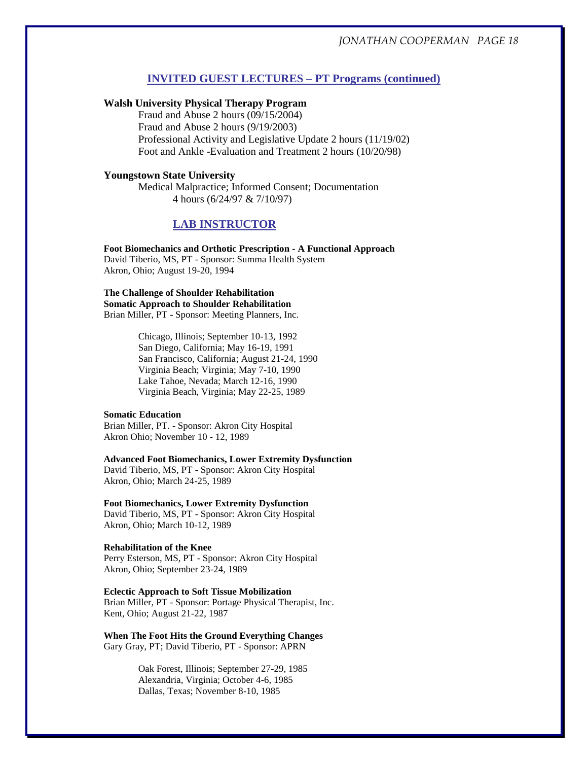## INVITED GUEST LECTURES – PT Programs (continued)

**Walsh University Physical Therapy Program**

Fraud and Abuse 2 hours (09/15/2004)
Fraud and Abuse 2 hours (9/19/2003)
Professional Activity and Legislative Update 2 hours (11/19/02)
Foot and Ankle -Evaluation and Treatment 2 hours (10/20/98)

**Youngstown State University**

Medical Malpractice; Informed Consent; Documentation
4 hours (6/24/97 & 7/10/97)

## LAB INSTRUCTOR

**Foot Biomechanics and Orthotic Prescription - A Functional Approach**
David Tiberio, MS, PT - Sponsor: Summa Health System
Akron, Ohio; August 19-20, 1994

**The Challenge of Shoulder Rehabilitation**
**Somatic Approach to Shoulder Rehabilitation**
Brian Miller, PT - Sponsor: Meeting Planners, Inc.

Chicago, Illinois; September 10-13, 1992
San Diego, California; May 16-19, 1991
San Francisco, California; August 21-24, 1990
Virginia Beach; Virginia; May 7-10, 1990
Lake Tahoe, Nevada; March 12-16, 1990
Virginia Beach, Virginia; May 22-25, 1989

**Somatic Education**
Brian Miller, PT. - Sponsor: Akron City Hospital
Akron Ohio; November 10 - 12, 1989

**Advanced Foot Biomechanics, Lower Extremity Dysfunction**
David Tiberio, MS, PT - Sponsor: Akron City Hospital
Akron, Ohio; March 24-25, 1989

**Foot Biomechanics, Lower Extremity Dysfunction**
David Tiberio, MS, PT - Sponsor: Akron City Hospital
Akron, Ohio; March 10-12, 1989

**Rehabilitation of the Knee**
Perry Esterson, MS, PT - Sponsor: Akron City Hospital
Akron, Ohio; September 23-24, 1989

**Eclectic Approach to Soft Tissue Mobilization**
Brian Miller, PT - Sponsor: Portage Physical Therapist, Inc.
Kent, Ohio; August 21-22, 1987

**When The Foot Hits the Ground Everything Changes**
Gary Gray, PT; David Tiberio, PT - Sponsor: APRN

Oak Forest, Illinois; September 27-29, 1985
Alexandria, Virginia; October 4-6, 1985
Dallas, Texas; November 8-10, 1985